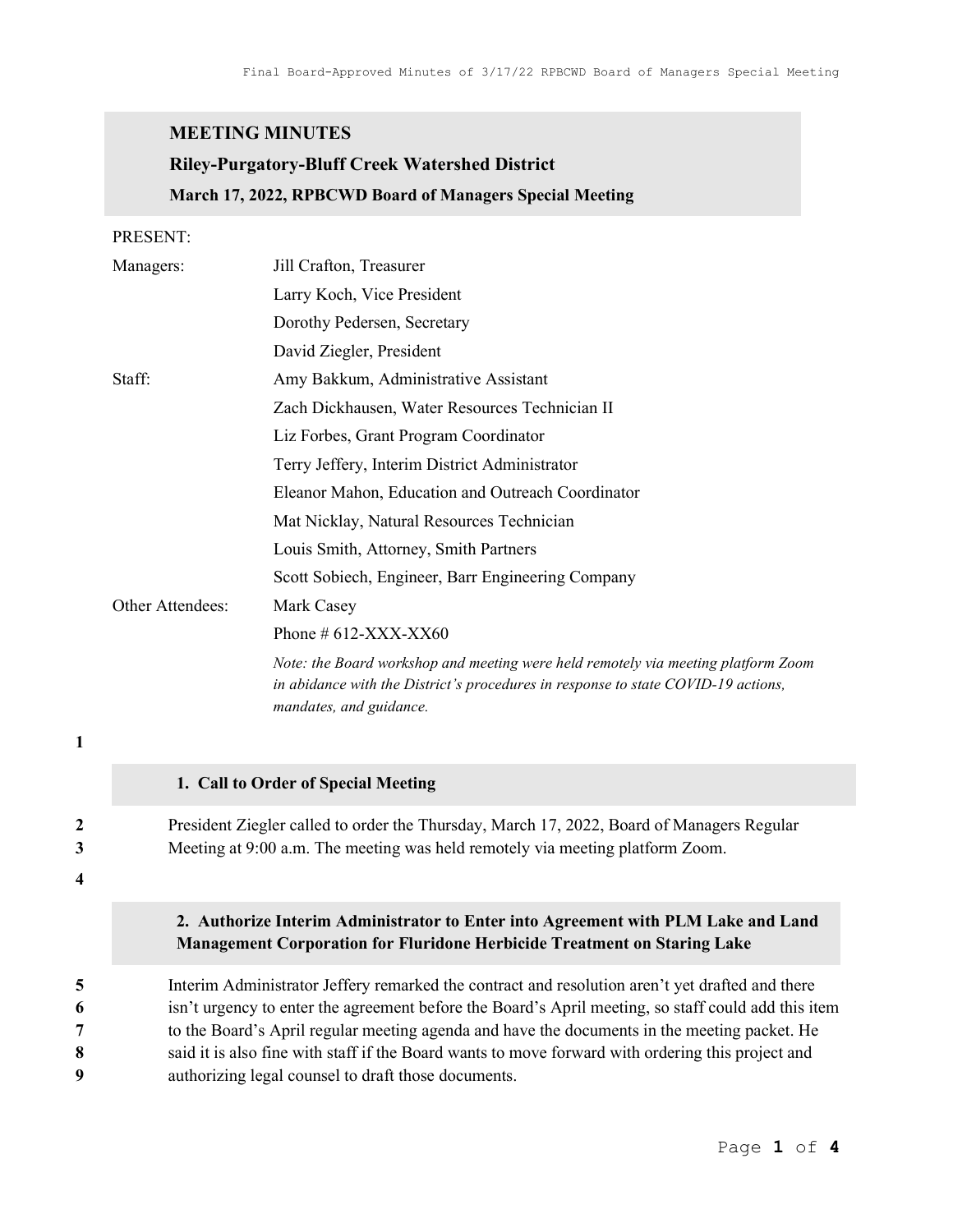# MEETING MINUTES

## Riley-Purgatory-Bluff Creek Watershed District

### March 17, 2022, RPBCWD Board of Managers Special Meeting

PRESENT:

| | |
|---|---|
| Managers: | Jill Crafton, Treasurer |
| | Larry Koch, Vice President |
| | Dorothy Pedersen, Secretary |
| | David Ziegler, President |
| Staff: | Amy Bakkum, Administrative Assistant |
| | Zach Dickhausen, Water Resources Technician II |
| | Liz Forbes, Grant Program Coordinator |
| | Terry Jeffery, Interim District Administrator |
| | Eleanor Mahon, Education and Outreach Coordinator |
| | Mat Nicklay, Natural Resources Technician |
| | Louis Smith, Attorney, Smith Partners |
| | Scott Sobiech, Engineer, Barr Engineering Company |
| Other Attendees: | Mark Casey |
| | Phone # 612-XXX-XX60 |

*Note: the Board workshop and meeting were held remotely via meeting platform Zoom in abidance with the District's procedures in response to state COVID-19 actions, mandates, and guidance.*

1

## 1. Call to Order of Special Meeting

2 President Ziegler called to order the Thursday, March 17, 2022, Board of Managers Regular
3 Meeting at 9:00 a.m. The meeting was held remotely via meeting platform Zoom.

4

## 2. Authorize Interim Administrator to Enter into Agreement with PLM Lake and Land Management Corporation for Fluridone Herbicide Treatment on Staring Lake

5 Interim Administrator Jeffery remarked the contract and resolution aren't yet drafted and there
6 isn't urgency to enter the agreement before the Board's April meeting, so staff could add this item
7 to the Board's April regular meeting agenda and have the documents in the meeting packet. He
8 said it is also fine with staff if the Board wants to move forward with ordering this project and
9 authorizing legal counsel to draft those documents.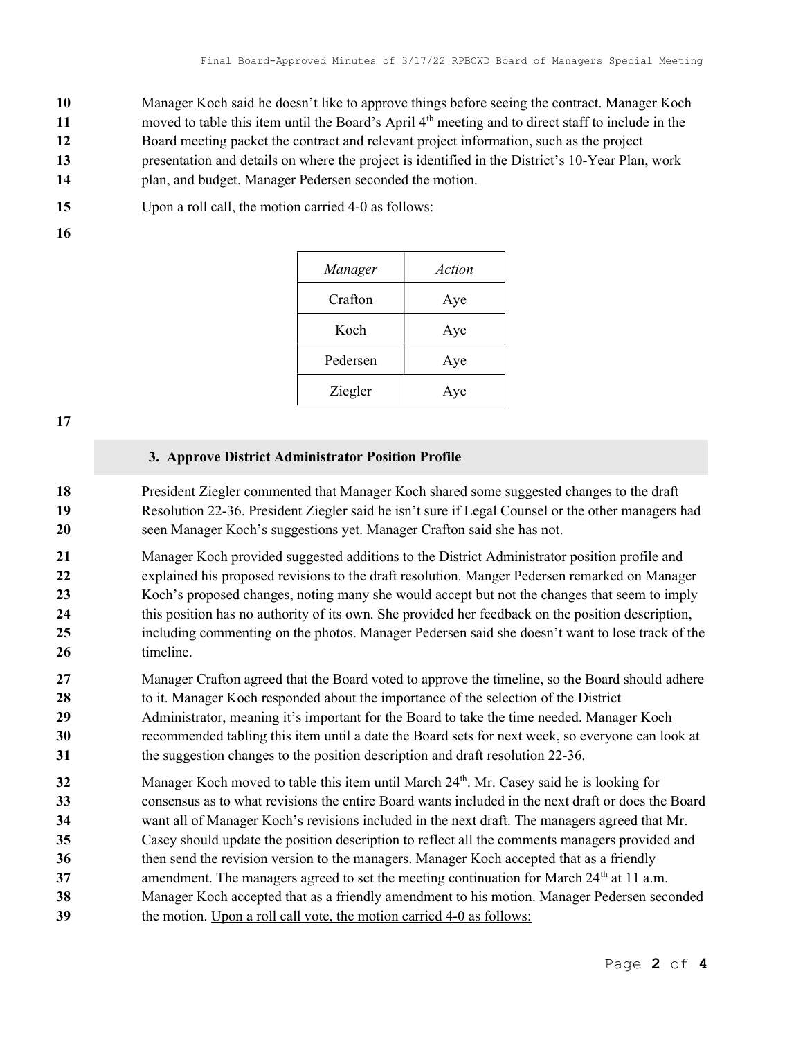Manager Koch said he doesn't like to approve things before seeing the contract. Manager Koch moved to table this item until the Board's April 4th meeting and to direct staff to include in the Board meeting packet the contract and relevant project information, such as the project presentation and details on where the project is identified in the District's 10-Year Plan, work plan, and budget. Manager Pedersen seconded the motion.

Upon a roll call, the motion carried 4-0 as follows:

| *Manager* | *Action* |
|---|---|
| Crafton | Aye |
| Koch | Aye |
| Pedersen | Aye |
| Ziegler | Aye |

### 3. Approve District Administrator Position Profile

President Ziegler commented that Manager Koch shared some suggested changes to the draft Resolution 22-36. President Ziegler said he isn't sure if Legal Counsel or the other managers had seen Manager Koch's suggestions yet. Manager Crafton said she has not.

Manager Koch provided suggested additions to the District Administrator position profile and explained his proposed revisions to the draft resolution. Manger Pedersen remarked on Manager Koch's proposed changes, noting many she would accept but not the changes that seem to imply this position has no authority of its own. She provided her feedback on the position description, including commenting on the photos. Manager Pedersen said she doesn't want to lose track of the timeline.

Manager Crafton agreed that the Board voted to approve the timeline, so the Board should adhere to it. Manager Koch responded about the importance of the selection of the District Administrator, meaning it's important for the Board to take the time needed. Manager Koch recommended tabling this item until a date the Board sets for next week, so everyone can look at the suggestion changes to the position description and draft resolution 22-36.

Manager Koch moved to table this item until March 24th. Mr. Casey said he is looking for consensus as to what revisions the entire Board wants included in the next draft or does the Board want all of Manager Koch's revisions included in the next draft. The managers agreed that Mr. Casey should update the position description to reflect all the comments managers provided and then send the revision version to the managers. Manager Koch accepted that as a friendly amendment. The managers agreed to set the meeting continuation for March 24th at 11 a.m. Manager Koch accepted that as a friendly amendment to his motion. Manager Pedersen seconded the motion. Upon a roll call vote, the motion carried 4-0 as follows: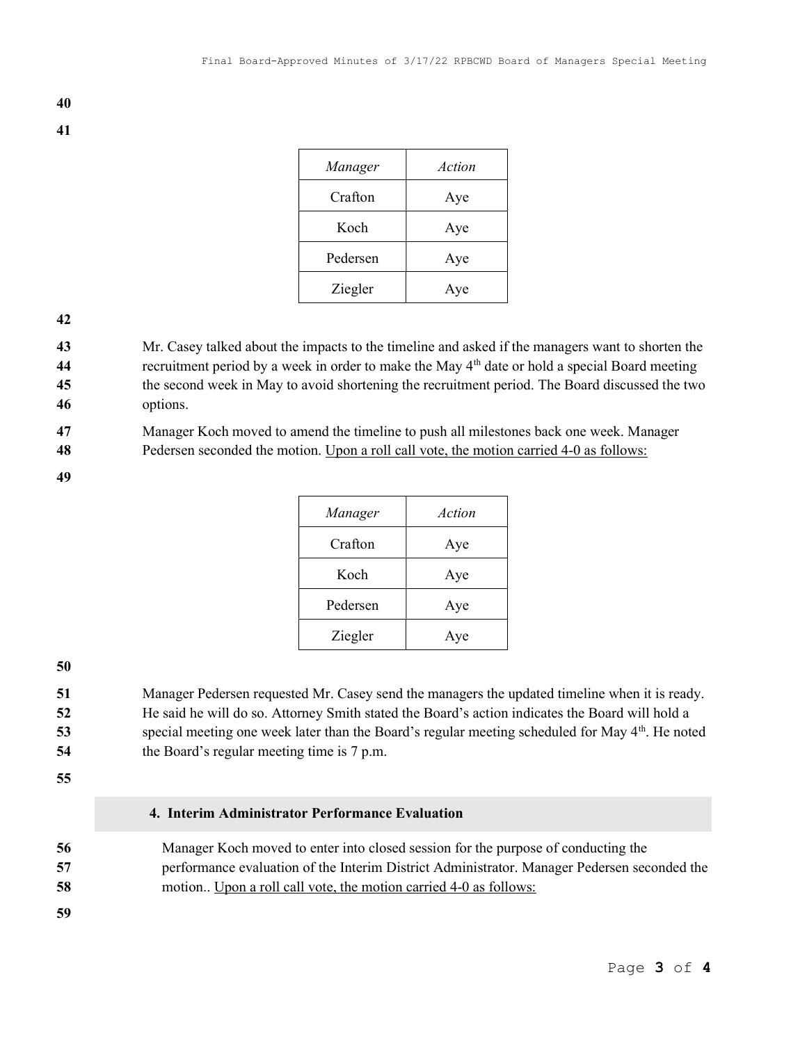| *Manager* | *Action* |
|---|---|
| Crafton | Aye |
| Koch | Aye |
| Pedersen | Aye |
| Ziegler | Aye |

Mr. Casey talked about the impacts to the timeline and asked if the managers want to shorten the recruitment period by a week in order to make the May 4th date or hold a special Board meeting the second week in May to avoid shortening the recruitment period. The Board discussed the two options.

Manager Koch moved to amend the timeline to push all milestones back one week. Manager Pedersen seconded the motion. Upon a roll call vote, the motion carried 4-0 as follows:

| *Manager* | *Action* |
|---|---|
| Crafton | Aye |
| Koch | Aye |
| Pedersen | Aye |
| Ziegler | Aye |

Manager Pedersen requested Mr. Casey send the managers the updated timeline when it is ready. He said he will do so. Attorney Smith stated the Board's action indicates the Board will hold a special meeting one week later than the Board's regular meeting scheduled for May 4th. He noted the Board's regular meeting time is 7 p.m.

## 4. Interim Administrator Performance Evaluation

Manager Koch moved to enter into closed session for the purpose of conducting the performance evaluation of the Interim District Administrator. Manager Pedersen seconded the motion.. Upon a roll call vote, the motion carried 4-0 as follows: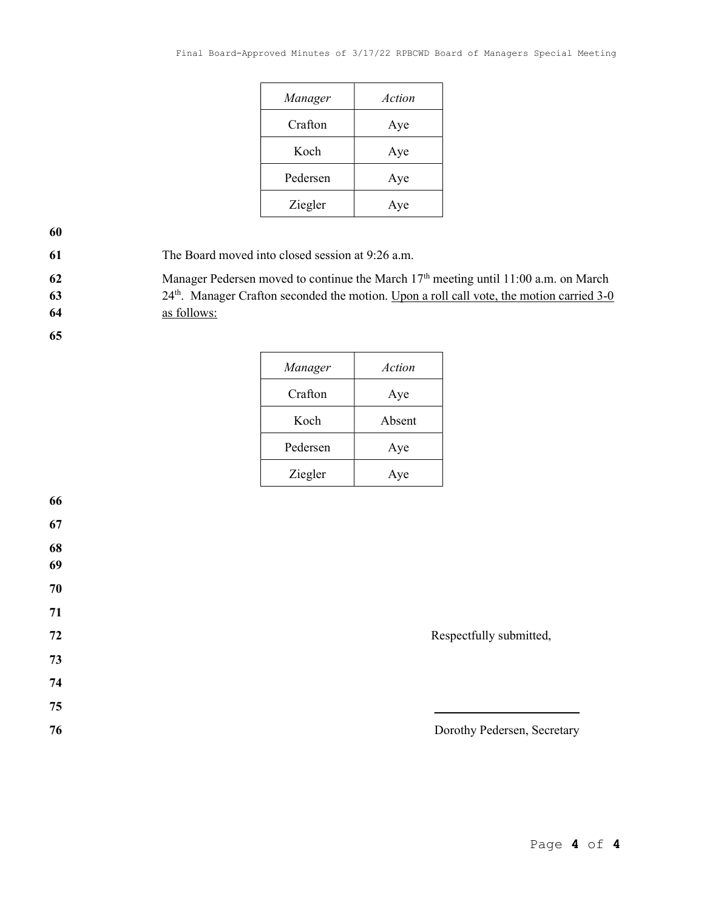| Manager | Action |
|---|---|
| Crafton | Aye |
| Koch | Aye |
| Pedersen | Aye |
| Ziegler | Aye |

The Board moved into closed session at 9:26 a.m.

Manager Pedersen moved to continue the March 17th meeting until 11:00 a.m. on March 24th. Manager Crafton seconded the motion. Upon a roll call vote, the motion carried 3-0 as follows:

| Manager | Action |
|---|---|
| Crafton | Aye |
| Koch | Absent |
| Pedersen | Aye |
| Ziegler | Aye |

Respectfully submitted,

\_\_\_\_\_\_\_\_\_\_\_\_\_\_\_\_\_\_\_\_\_\_\_\_

Dorothy Pedersen, Secretary